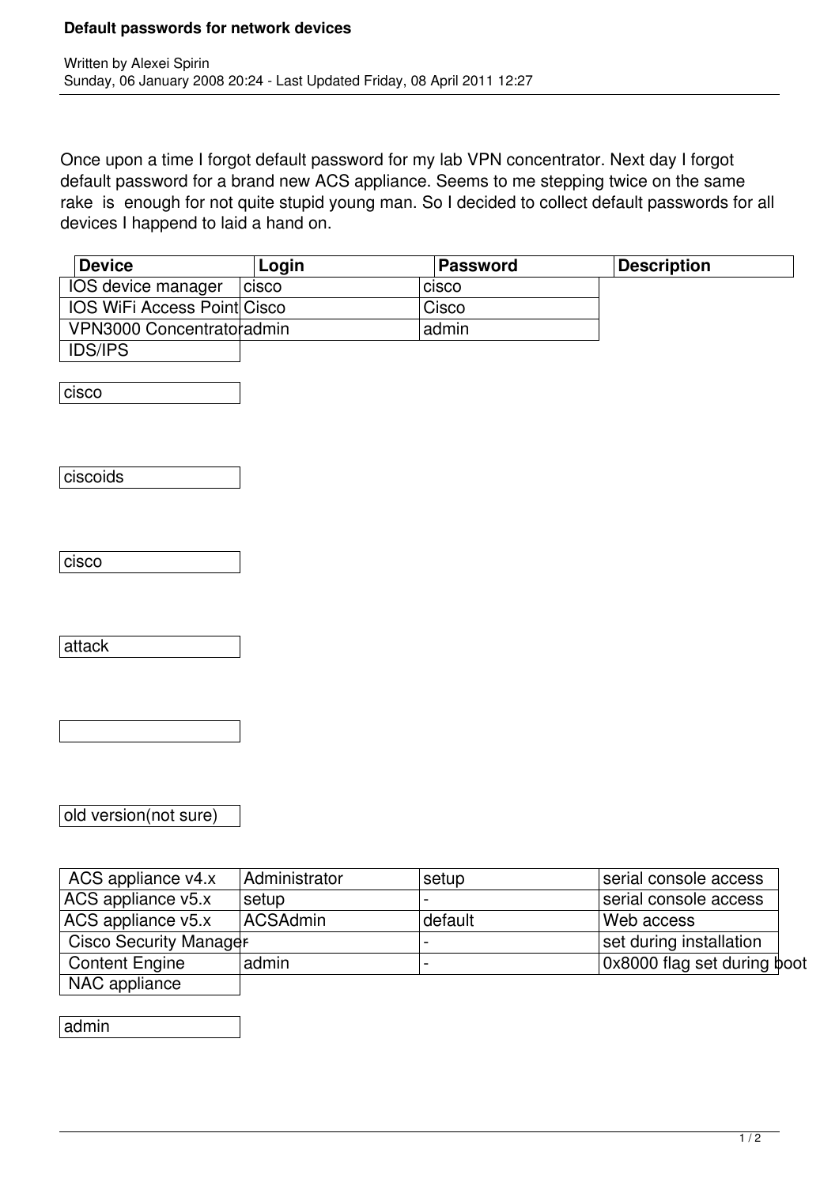# Default passwords for network devices

Written by Alexei Spirin
Sunday, 06 January 2008 20:24 - Last Updated Friday, 08 April 2011 12:27

Once upon a time I forgot default password for my lab VPN concentrator. Next day I forgot default password for a brand new ACS appliance. Seems to me stepping twice on the same rake  is  enough for not quite stupid young man. So I decided to collect default passwords for all devices I happend to laid a hand on.

| Device | Login | Password | Description |
| --- | --- | --- | --- |
| IOS device manager | cisco | cisco | |
| IOS WiFi Access Point | Cisco | Cisco | |
| VPN3000 Concentrator | admin | admin | |
| IDS/IPS | | | |
| cisco | | | |
| ciscoids | | | |
| cisco | | | |
| attack | | | |
| | | | |
| old version(not sure) | | | |
| ACS appliance v4.x | Administrator | setup | serial console access |
| ACS appliance v5.x | setup | - | serial console access |
| ACS appliance v5.x | ACSAdmin | default | Web access |
| Cisco Security Manager | | - | set during installation |
| Content Engine | admin | - | 0x8000 flag set during boot |
| NAC appliance | | | |
| admin | | | |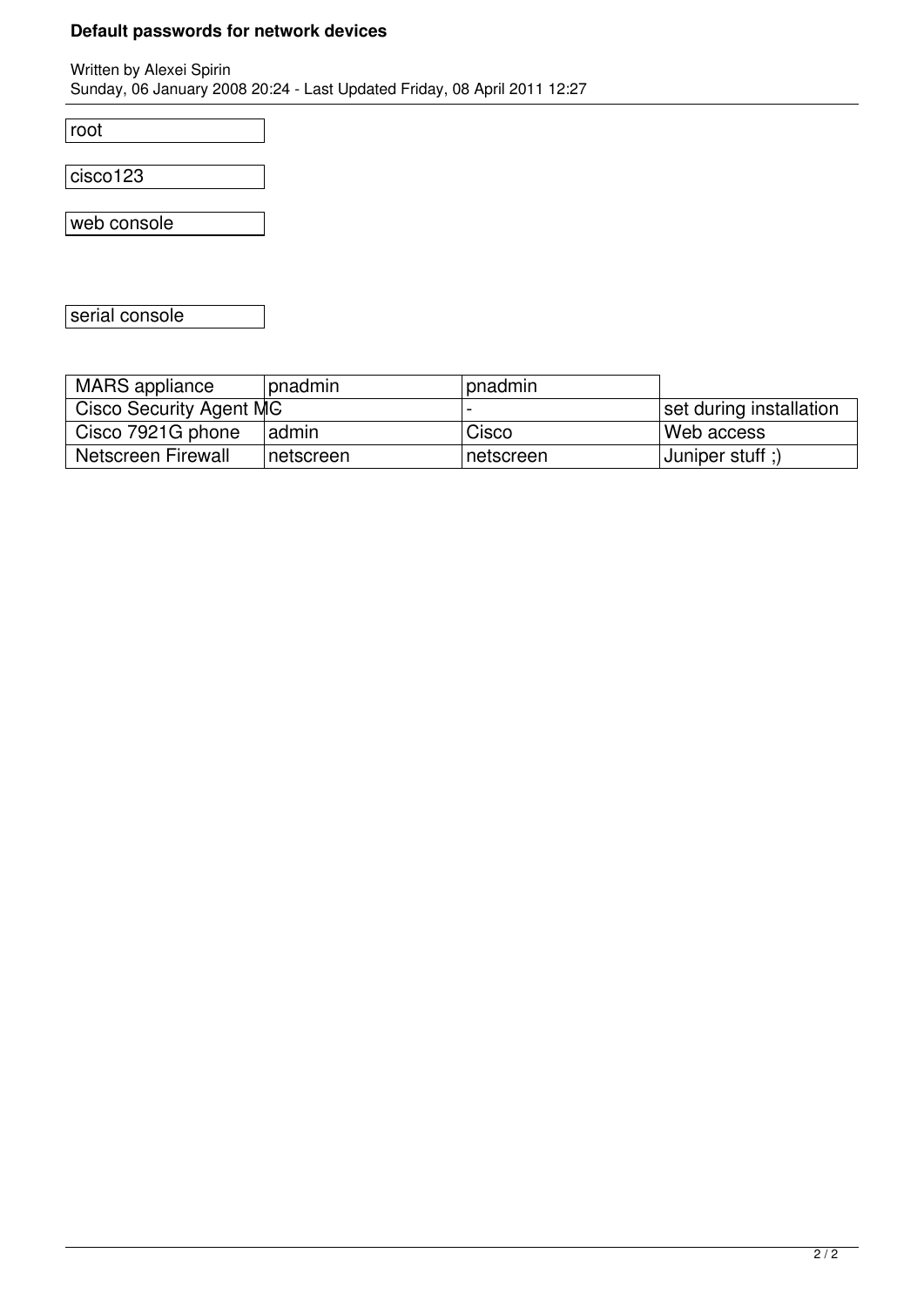| | | | |
|---|---|---|---|
| root | | | |
| cisco123 | | | |
| web console | | | |
| serial console | | | |
| MARS appliance | pnadmin | pnadmin | |
| Cisco Security Agent MC | | - | set during installation |
| Cisco 7921G phone | admin | Cisco | Web access |
| Netscreen Firewall | netscreen | netscreen | Juniper stuff ;) |